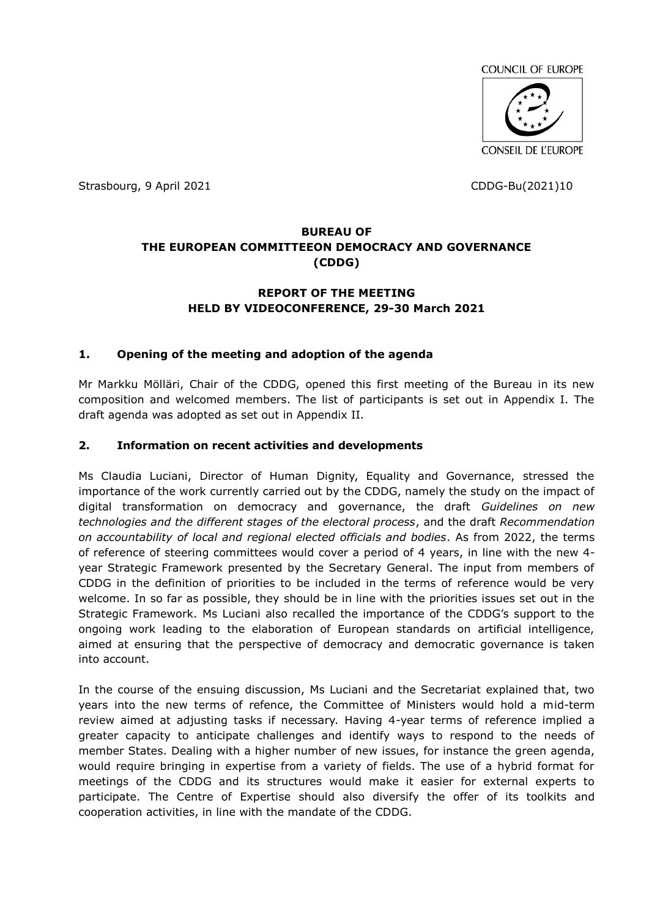COUNCIL OF EUROPE

CONSEIL DE L'EUROPE

Strasbourg, 9 April 2021 CDDG-Bu(2021)10

**BUREAU OF**
**THE EUROPEAN COMMITTEEON DEMOCRACY AND GOVERNANCE**
**(CDDG)**

**REPORT OF THE MEETING**
**HELD BY VIDEOCONFERENCE, 29-30 March 2021**

## 1. Opening of the meeting and adoption of the agenda

Mr Markku Mölläri, Chair of the CDDG, opened this first meeting of the Bureau in its new composition and welcomed members. The list of participants is set out in Appendix I. The draft agenda was adopted as set out in Appendix II.

## 2. Information on recent activities and developments

Ms Claudia Luciani, Director of Human Dignity, Equality and Governance, stressed the importance of the work currently carried out by the CDDG, namely the study on the impact of digital transformation on democracy and governance, the draft *Guidelines on new technologies and the different stages of the electoral process*, and the draft *Recommendation on accountability of local and regional elected officials and bodies*. As from 2022, the terms of reference of steering committees would cover a period of 4 years, in line with the new 4-year Strategic Framework presented by the Secretary General. The input from members of CDDG in the definition of priorities to be included in the terms of reference would be very welcome. In so far as possible, they should be in line with the priorities issues set out in the Strategic Framework. Ms Luciani also recalled the importance of the CDDG's support to the ongoing work leading to the elaboration of European standards on artificial intelligence, aimed at ensuring that the perspective of democracy and democratic governance is taken into account.

In the course of the ensuing discussion, Ms Luciani and the Secretariat explained that, two years into the new terms of refence, the Committee of Ministers would hold a mid-term review aimed at adjusting tasks if necessary. Having 4-year terms of reference implied a greater capacity to anticipate challenges and identify ways to respond to the needs of member States. Dealing with a higher number of new issues, for instance the green agenda, would require bringing in expertise from a variety of fields. The use of a hybrid format for meetings of the CDDG and its structures would make it easier for external experts to participate. The Centre of Expertise should also diversify the offer of its toolkits and cooperation activities, in line with the mandate of the CDDG.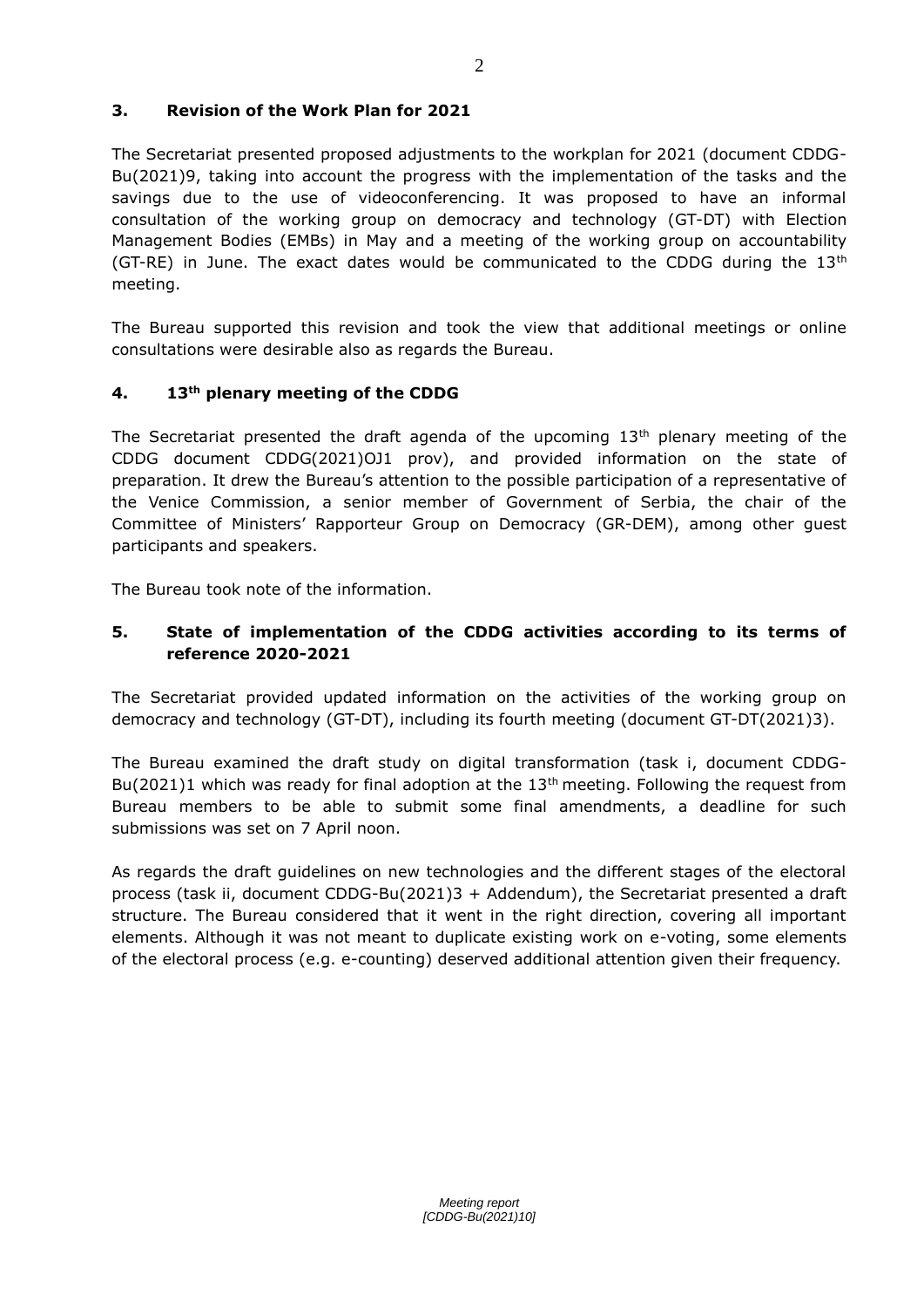## 3. Revision of the Work Plan for 2021

The Secretariat presented proposed adjustments to the workplan for 2021 (document CDDG-Bu(2021)9, taking into account the progress with the implementation of the tasks and the savings due to the use of videoconferencing. It was proposed to have an informal consultation of the working group on democracy and technology (GT-DT) with Election Management Bodies (EMBs) in May and a meeting of the working group on accountability (GT-RE) in June. The exact dates would be communicated to the CDDG during the 13th meeting.

The Bureau supported this revision and took the view that additional meetings or online consultations were desirable also as regards the Bureau.

## 4. 13th plenary meeting of the CDDG

The Secretariat presented the draft agenda of the upcoming 13th plenary meeting of the CDDG document CDDG(2021)OJ1 prov), and provided information on the state of preparation. It drew the Bureau's attention to the possible participation of a representative of the Venice Commission, a senior member of Government of Serbia, the chair of the Committee of Ministers' Rapporteur Group on Democracy (GR-DEM), among other guest participants and speakers.

The Bureau took note of the information.

## 5. State of implementation of the CDDG activities according to its terms of reference 2020-2021

The Secretariat provided updated information on the activities of the working group on democracy and technology (GT-DT), including its fourth meeting (document GT-DT(2021)3).

The Bureau examined the draft study on digital transformation (task i, document CDDG-Bu(2021)1 which was ready for final adoption at the 13th meeting. Following the request from Bureau members to be able to submit some final amendments, a deadline for such submissions was set on 7 April noon.

As regards the draft guidelines on new technologies and the different stages of the electoral process (task ii, document CDDG-Bu(2021)3 + Addendum), the Secretariat presented a draft structure. The Bureau considered that it went in the right direction, covering all important elements. Although it was not meant to duplicate existing work on e-voting, some elements of the electoral process (e.g. e-counting) deserved additional attention given their frequency.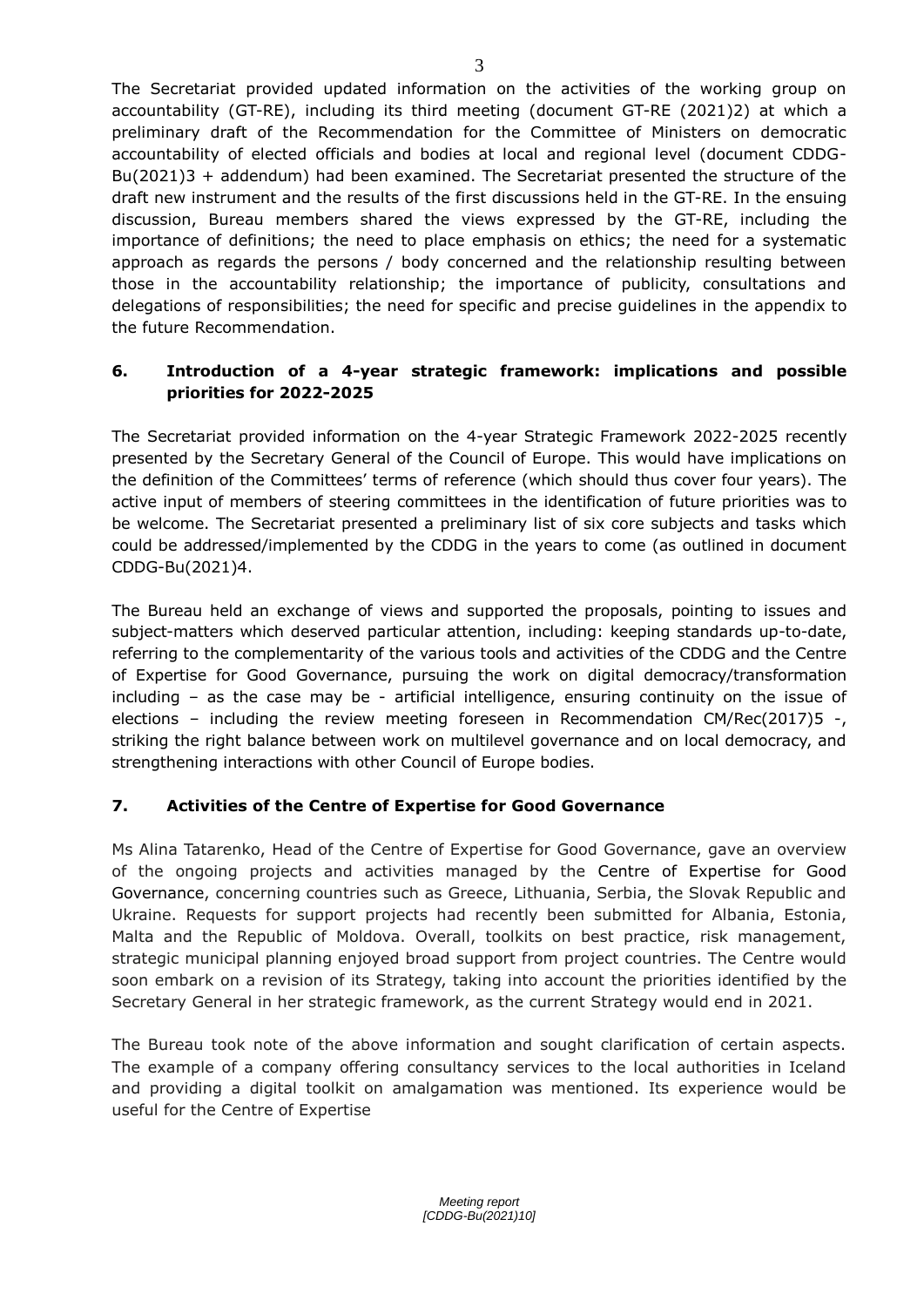The Secretariat provided updated information on the activities of the working group on accountability (GT-RE), including its third meeting (document GT-RE (2021)2) at which a preliminary draft of the Recommendation for the Committee of Ministers on democratic accountability of elected officials and bodies at local and regional level (document CDDG-Bu(2021)3 + addendum) had been examined. The Secretariat presented the structure of the draft new instrument and the results of the first discussions held in the GT-RE. In the ensuing discussion, Bureau members shared the views expressed by the GT-RE, including the importance of definitions; the need to place emphasis on ethics; the need for a systematic approach as regards the persons / body concerned and the relationship resulting between those in the accountability relationship; the importance of publicity, consultations and delegations of responsibilities; the need for specific and precise guidelines in the appendix to the future Recommendation.

## 6. Introduction of a 4-year strategic framework: implications and possible priorities for 2022-2025

The Secretariat provided information on the 4-year Strategic Framework 2022-2025 recently presented by the Secretary General of the Council of Europe. This would have implications on the definition of the Committees' terms of reference (which should thus cover four years). The active input of members of steering committees in the identification of future priorities was to be welcome. The Secretariat presented a preliminary list of six core subjects and tasks which could be addressed/implemented by the CDDG in the years to come (as outlined in document CDDG-Bu(2021)4.

The Bureau held an exchange of views and supported the proposals, pointing to issues and subject-matters which deserved particular attention, including: keeping standards up-to-date, referring to the complementarity of the various tools and activities of the CDDG and the Centre of Expertise for Good Governance, pursuing the work on digital democracy/transformation including – as the case may be - artificial intelligence, ensuring continuity on the issue of elections – including the review meeting foreseen in Recommendation CM/Rec(2017)5 -, striking the right balance between work on multilevel governance and on local democracy, and strengthening interactions with other Council of Europe bodies.

## 7. Activities of the Centre of Expertise for Good Governance

Ms Alina Tatarenko, Head of the Centre of Expertise for Good Governance, gave an overview of the ongoing projects and activities managed by the Centre of Expertise for Good Governance, concerning countries such as Greece, Lithuania, Serbia, the Slovak Republic and Ukraine. Requests for support projects had recently been submitted for Albania, Estonia, Malta and the Republic of Moldova. Overall, toolkits on best practice, risk management, strategic municipal planning enjoyed broad support from project countries. The Centre would soon embark on a revision of its Strategy, taking into account the priorities identified by the Secretary General in her strategic framework, as the current Strategy would end in 2021.

The Bureau took note of the above information and sought clarification of certain aspects. The example of a company offering consultancy services to the local authorities in Iceland and providing a digital toolkit on amalgamation was mentioned. Its experience would be useful for the Centre of Expertise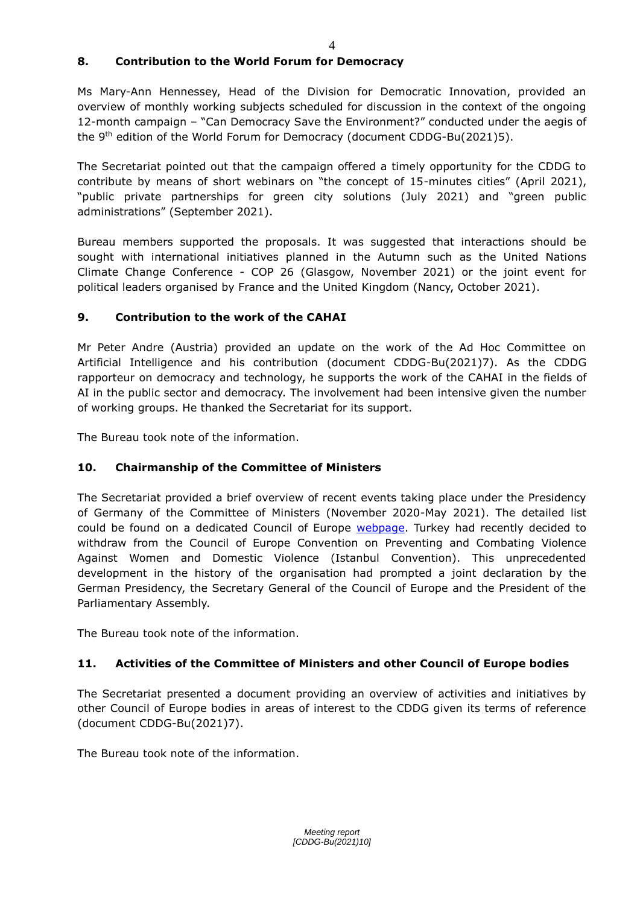## 8. Contribution to the World Forum for Democracy

Ms Mary-Ann Hennessey, Head of the Division for Democratic Innovation, provided an overview of monthly working subjects scheduled for discussion in the context of the ongoing 12-month campaign – "Can Democracy Save the Environment?" conducted under the aegis of the 9th edition of the World Forum for Democracy (document CDDG-Bu(2021)5).

The Secretariat pointed out that the campaign offered a timely opportunity for the CDDG to contribute by means of short webinars on "the concept of 15-minutes cities" (April 2021), "public private partnerships for green city solutions (July 2021) and "green public administrations" (September 2021).

Bureau members supported the proposals. It was suggested that interactions should be sought with international initiatives planned in the Autumn such as the United Nations Climate Change Conference - COP 26 (Glasgow, November 2021) or the joint event for political leaders organised by France and the United Kingdom (Nancy, October 2021).

## 9. Contribution to the work of the CAHAI

Mr Peter Andre (Austria) provided an update on the work of the Ad Hoc Committee on Artificial Intelligence and his contribution (document CDDG-Bu(2021)7). As the CDDG rapporteur on democracy and technology, he supports the work of the CAHAI in the fields of AI in the public sector and democracy. The involvement had been intensive given the number of working groups. He thanked the Secretariat for its support.

The Bureau took note of the information.

## 10. Chairmanship of the Committee of Ministers

The Secretariat provided a brief overview of recent events taking place under the Presidency of Germany of the Committee of Ministers (November 2020-May 2021). The detailed list could be found on a dedicated Council of Europe webpage. Turkey had recently decided to withdraw from the Council of Europe Convention on Preventing and Combating Violence Against Women and Domestic Violence (Istanbul Convention). This unprecedented development in the history of the organisation had prompted a joint declaration by the German Presidency, the Secretary General of the Council of Europe and the President of the Parliamentary Assembly.

The Bureau took note of the information.

## 11. Activities of the Committee of Ministers and other Council of Europe bodies

The Secretariat presented a document providing an overview of activities and initiatives by other Council of Europe bodies in areas of interest to the CDDG given its terms of reference (document CDDG-Bu(2021)7).

The Bureau took note of the information.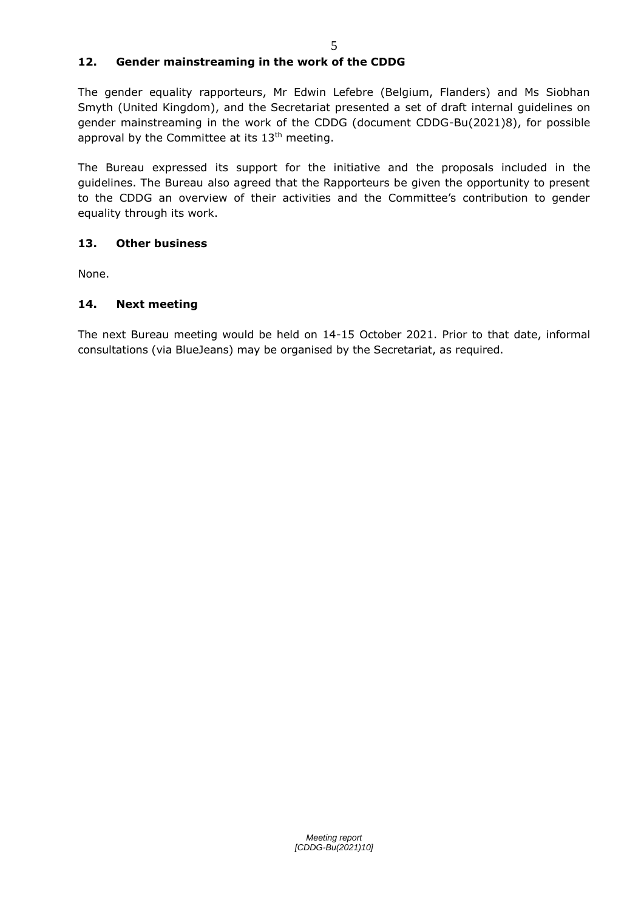## 12. Gender mainstreaming in the work of the CDDG

The gender equality rapporteurs, Mr Edwin Lefebre (Belgium, Flanders) and Ms Siobhan Smyth (United Kingdom), and the Secretariat presented a set of draft internal guidelines on gender mainstreaming in the work of the CDDG (document CDDG-Bu(2021)8), for possible approval by the Committee at its 13th meeting.

The Bureau expressed its support for the initiative and the proposals included in the guidelines. The Bureau also agreed that the Rapporteurs be given the opportunity to present to the CDDG an overview of their activities and the Committee's contribution to gender equality through its work.

## 13. Other business

None.

## 14. Next meeting

The next Bureau meeting would be held on 14-15 October 2021. Prior to that date, informal consultations (via BlueJeans) may be organised by the Secretariat, as required.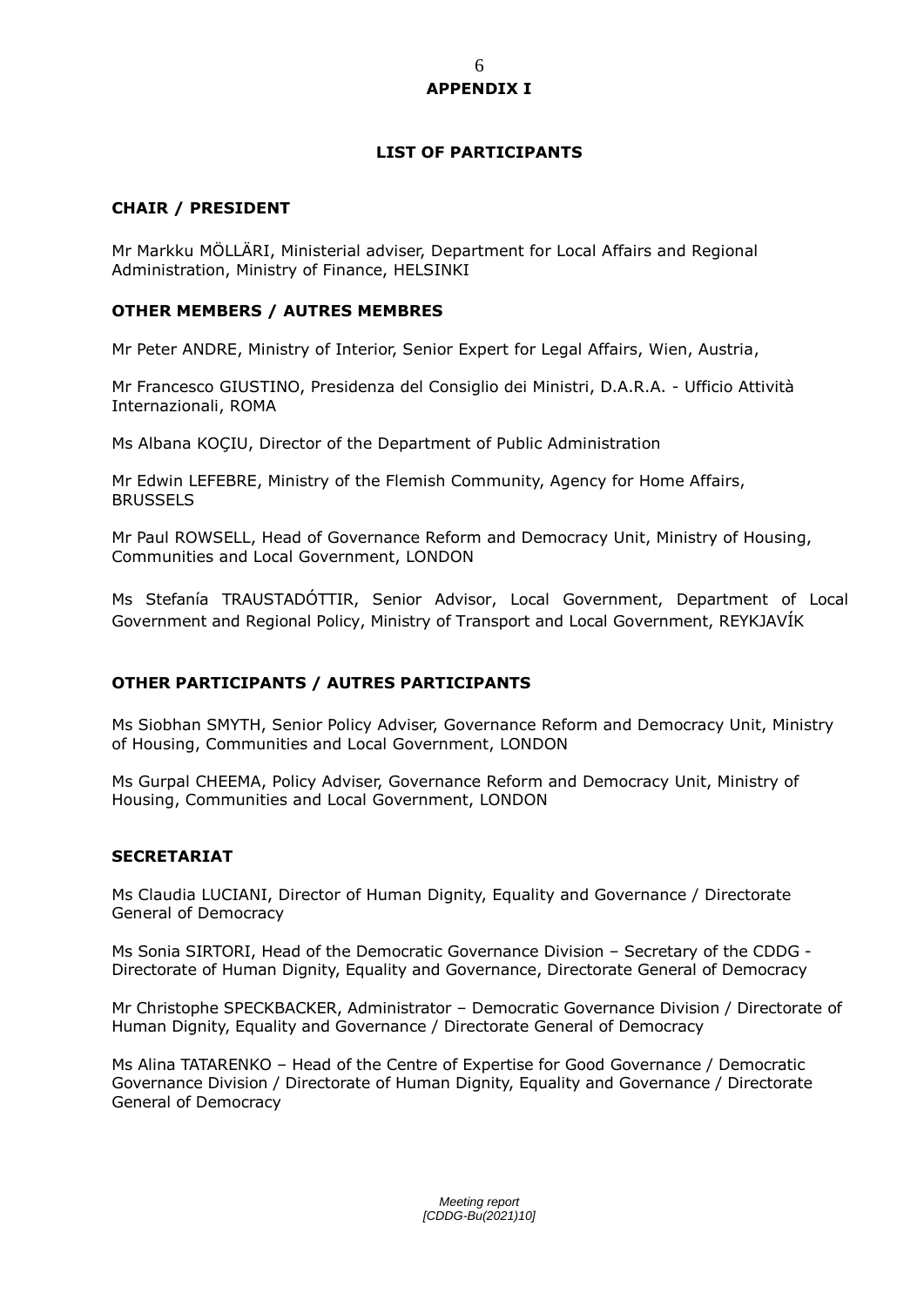**APPENDIX I**

**LIST OF PARTICIPANTS**

**CHAIR / PRESIDENT**

Mr Markku MÖLLÄRI, Ministerial adviser, Department for Local Affairs and Regional Administration, Ministry of Finance, HELSINKI

**OTHER MEMBERS / AUTRES MEMBRES**

Mr Peter ANDRE, Ministry of Interior, Senior Expert for Legal Affairs, Wien, Austria,

Mr Francesco GIUSTINO, Presidenza del Consiglio dei Ministri, D.A.R.A. - Ufficio Attività Internazionali, ROMA

Ms Albana KOÇIU, Director of the Department of Public Administration

Mr Edwin LEFEBRE, Ministry of the Flemish Community, Agency for Home Affairs, BRUSSELS

Mr Paul ROWSELL, Head of Governance Reform and Democracy Unit, Ministry of Housing, Communities and Local Government, LONDON

Ms Stefanía TRAUSTADÓTTIR, Senior Advisor, Local Government, Department of Local Government and Regional Policy, Ministry of Transport and Local Government, REYKJAVÍK

**OTHER PARTICIPANTS / AUTRES PARTICIPANTS**

Ms Siobhan SMYTH, Senior Policy Adviser, Governance Reform and Democracy Unit, Ministry of Housing, Communities and Local Government, LONDON

Ms Gurpal CHEEMA, Policy Adviser, Governance Reform and Democracy Unit, Ministry of Housing, Communities and Local Government, LONDON

**SECRETARIAT**

Ms Claudia LUCIANI, Director of Human Dignity, Equality and Governance / Directorate General of Democracy

Ms Sonia SIRTORI, Head of the Democratic Governance Division – Secretary of the CDDG - Directorate of Human Dignity, Equality and Governance, Directorate General of Democracy

Mr Christophe SPECKBACKER, Administrator – Democratic Governance Division / Directorate of Human Dignity, Equality and Governance / Directorate General of Democracy

Ms Alina TATARENKO – Head of the Centre of Expertise for Good Governance / Democratic Governance Division / Directorate of Human Dignity, Equality and Governance / Directorate General of Democracy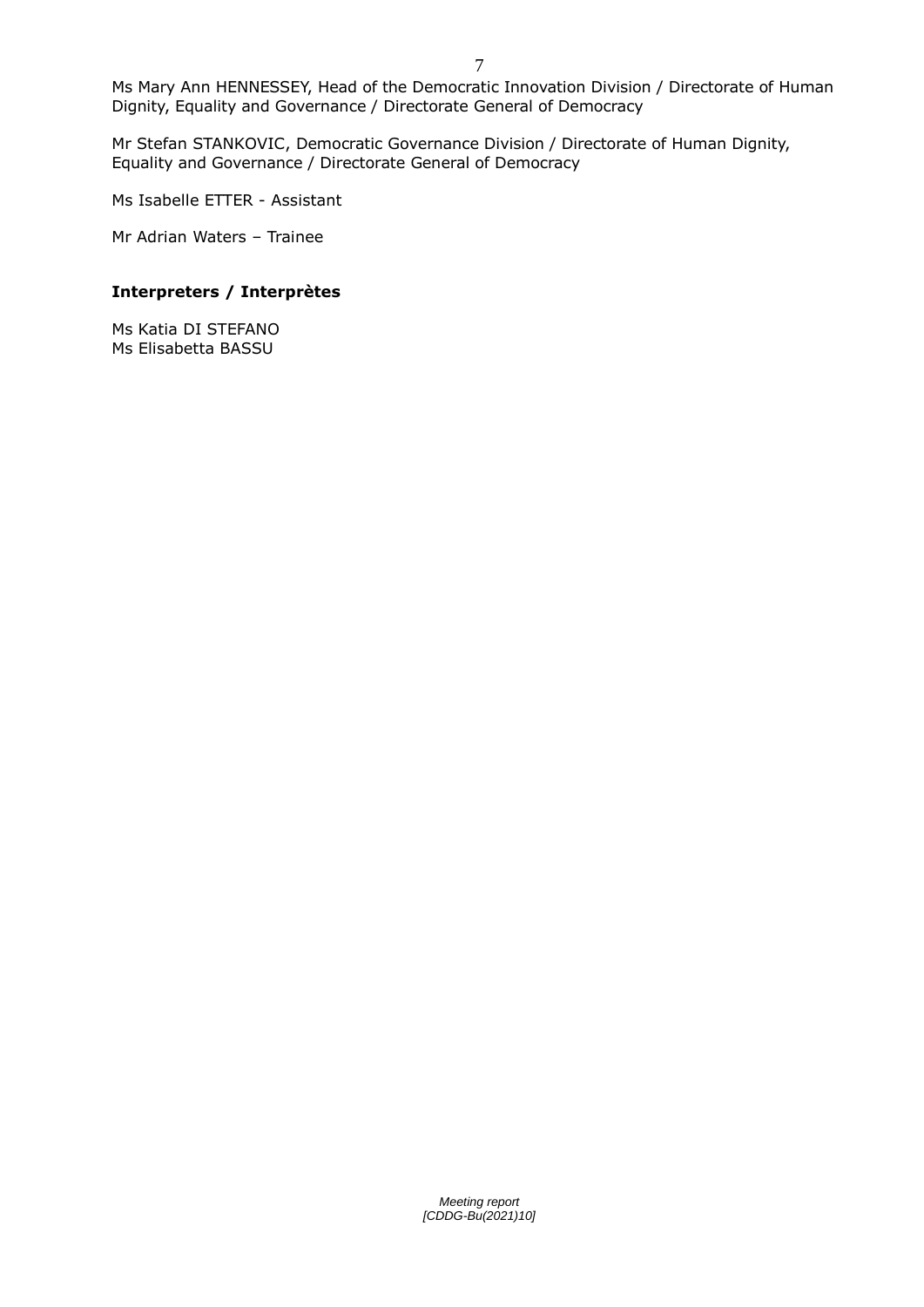Ms Mary Ann HENNESSEY, Head of the Democratic Innovation Division / Directorate of Human Dignity, Equality and Governance / Directorate General of Democracy

Mr Stefan STANKOVIC, Democratic Governance Division / Directorate of Human Dignity, Equality and Governance / Directorate General of Democracy

Ms Isabelle ETTER - Assistant

Mr Adrian Waters – Trainee

**Interpreters / Interprètes**

Ms Katia DI STEFANO
Ms Elisabetta BASSU

*Meeting report*
*[CDDG-Bu(2021)10]*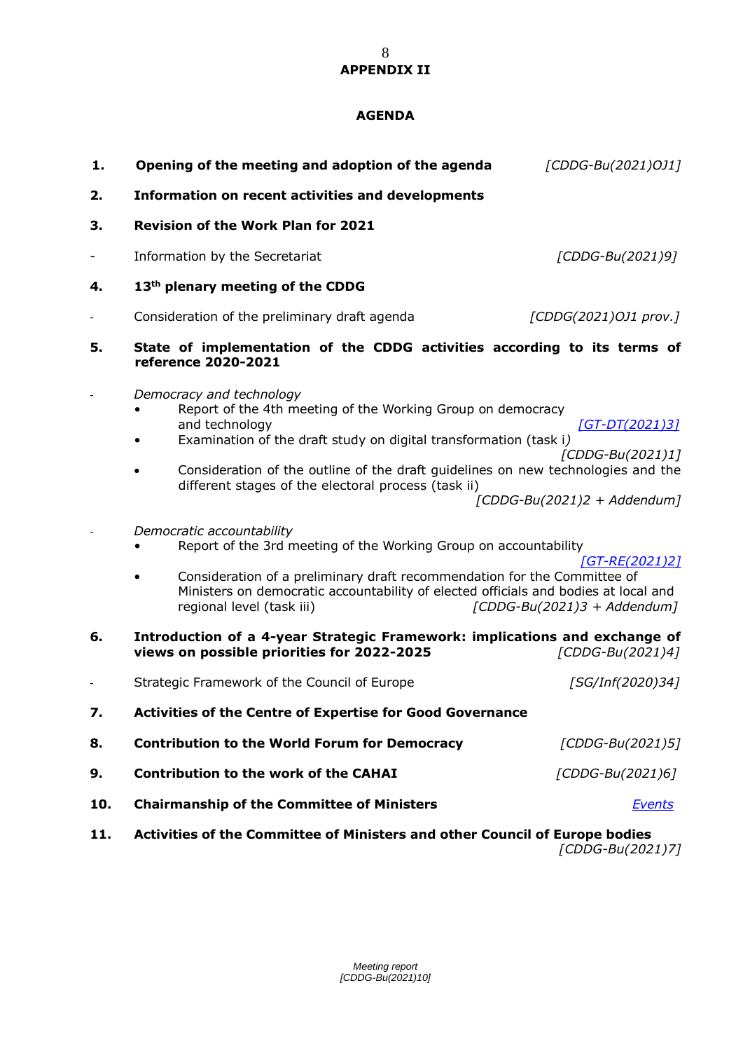## APPENDIX II

## AGENDA

1. **Opening of the meeting and adoption of the agenda** *[CDDG-Bu(2021)OJ1]*

2. **Information on recent activities and developments**

3. **Revision of the Work Plan for 2021**

- Information by the Secretariat *[CDDG-Bu(2021)9]*

4. **13th plenary meeting of the CDDG**

- Consideration of the preliminary draft agenda *[CDDG(2021)OJ1 prov.]*

5. **State of implementation of the CDDG activities according to its terms of reference 2020-2021**

- *Democracy and technology*
  - Report of the 4th meeting of the Working Group on democracy and technology *[GT-DT(2021)3]*
  - Examination of the draft study on digital transformation (task i*)* *[CDDG-Bu(2021)1]*
  - Consideration of the outline of the draft guidelines on new technologies and the different stages of the electoral process (task ii) *[CDDG-Bu(2021)2 + Addendum]*

- *Democratic accountability*
  - Report of the 3rd meeting of the Working Group on accountability *[GT-RE(2021)2]*
  - Consideration of a preliminary draft recommendation for the Committee of Ministers on democratic accountability of elected officials and bodies at local and regional level (task iii) *[CDDG-Bu(2021)3 + Addendum]*

6. **Introduction of a 4-year Strategic Framework: implications and exchange of views on possible priorities for 2022-2025** *[CDDG-Bu(2021)4]*

- Strategic Framework of the Council of Europe *[SG/Inf(2020)34]*

7. **Activities of the Centre of Expertise for Good Governance**

8. **Contribution to the World Forum for Democracy** *[CDDG-Bu(2021)5]*

9. **Contribution to the work of the CAHAI** *[CDDG-Bu(2021)6]*

10. **Chairmanship of the Committee of Ministers** *Events*

11. **Activities of the Committee of Ministers and other Council of Europe bodies** *[CDDG-Bu(2021)7]*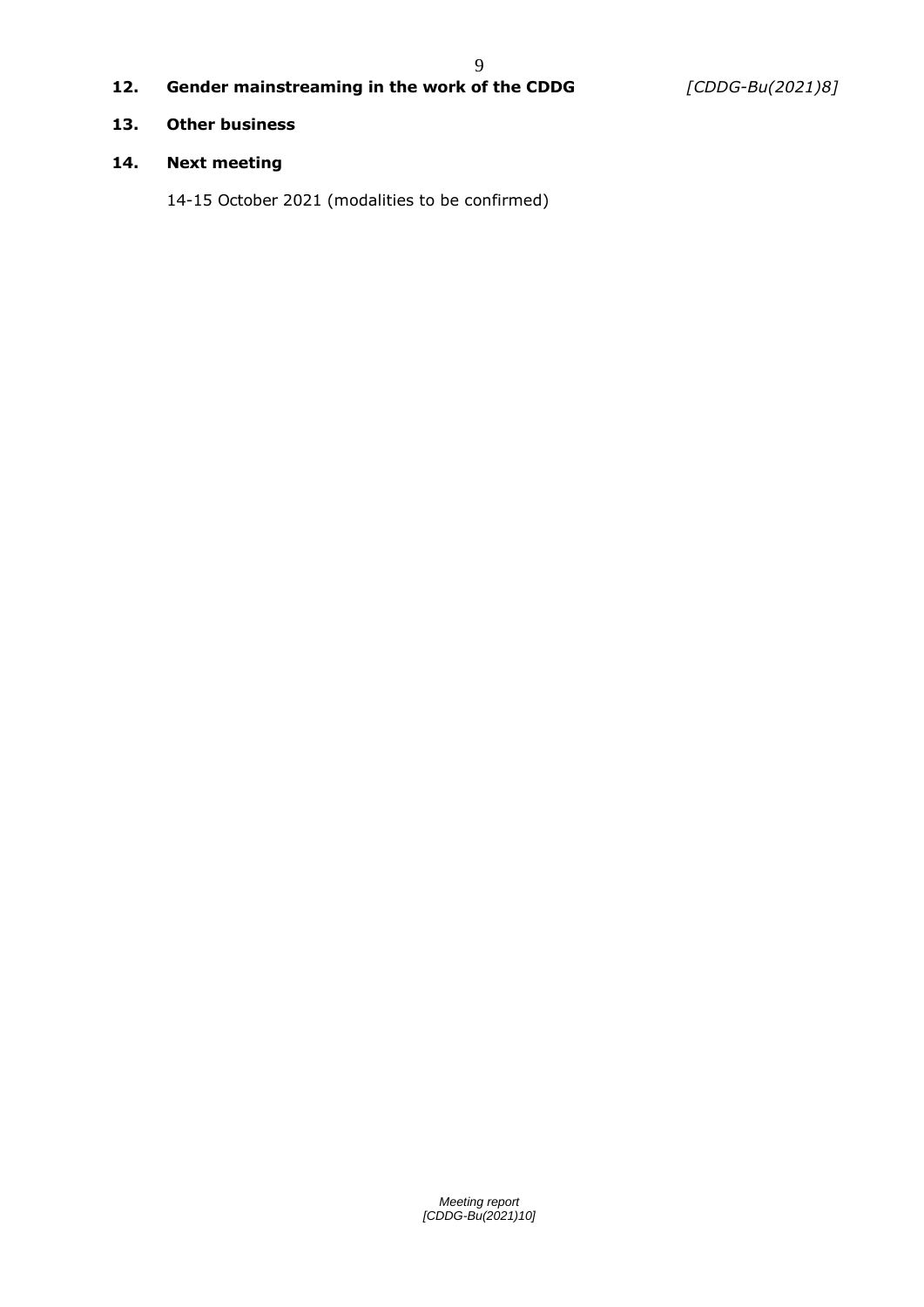**12. Gender mainstreaming in the work of the CDDG** *[CDDG-Bu(2021)8]*

**13. Other business**

**14. Next meeting**

14-15 October 2021 (modalities to be confirmed)